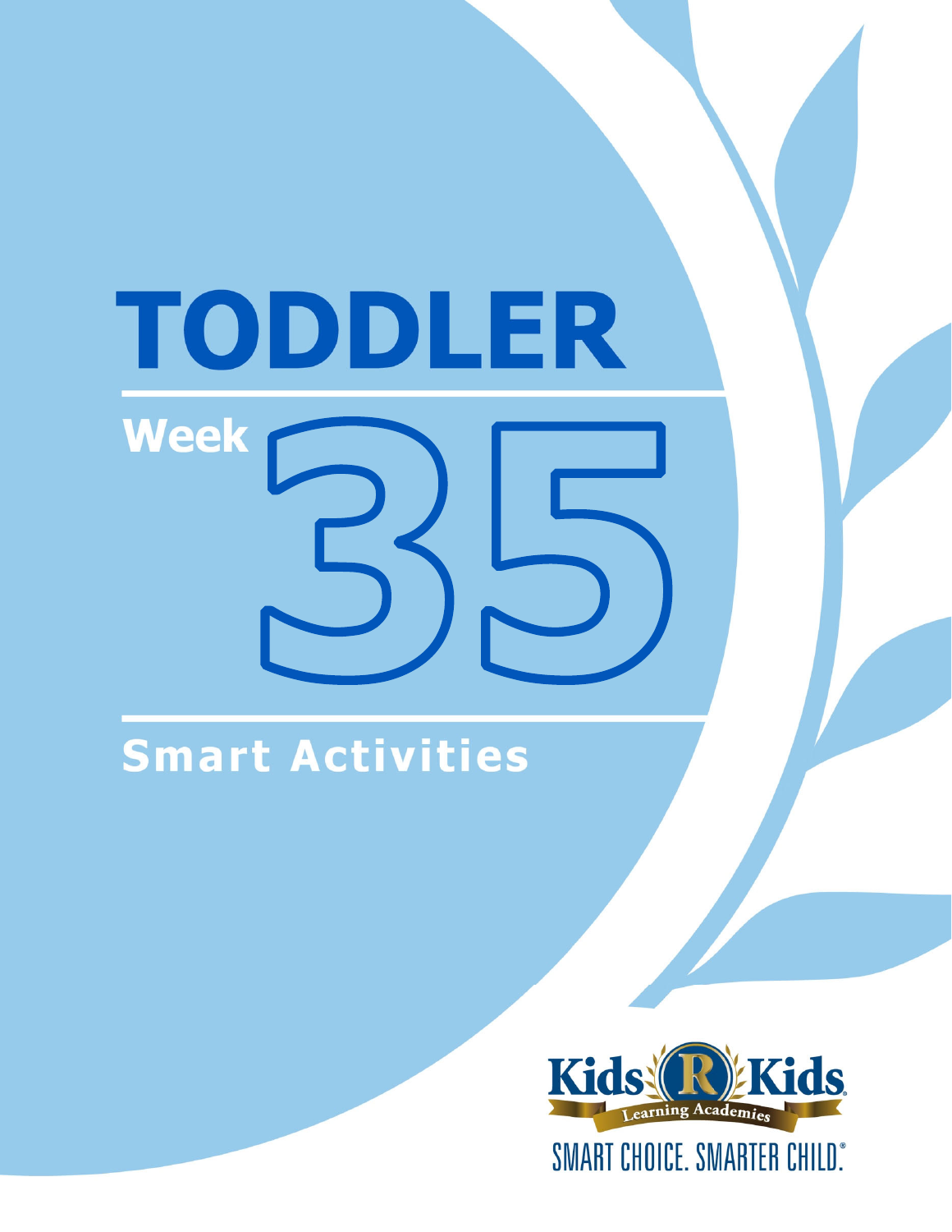# TODDLER

## Week 35

## Smart Activities

Kids R Kids Learning Academies

SMART CHOICE. SMARTER CHILD.®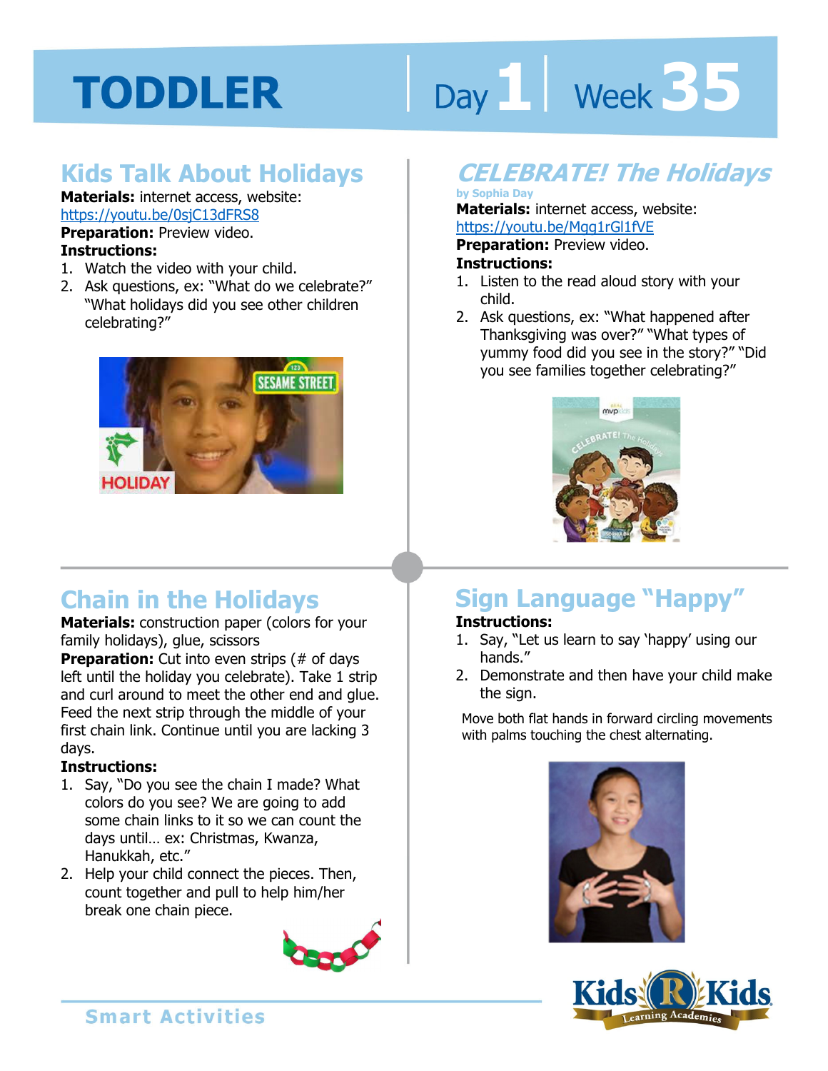# TODDLER Day 1 Week 35

## Kids Talk About Holidays

**Materials:** internet access, website: https://youtu.be/0sjC13dFRS8

**Preparation:** Preview video.

**Instructions:**

1. Watch the video with your child.
2. Ask questions, ex: "What do we celebrate?" "What holidays did you see other children celebrating?"

## *CELEBRATE! The Holidays*

by Sophia Day

**Materials:** internet access, website: https://youtu.be/Mqg1rGl1fVE

**Preparation:** Preview video.

**Instructions:**

1. Listen to the read aloud story with your child.
2. Ask questions, ex: "What happened after Thanksgiving was over?" "What types of yummy food did you see in the story?" "Did you see families together celebrating?"

## Chain in the Holidays

**Materials:** construction paper (colors for your family holidays), glue, scissors

**Preparation:** Cut into even strips (# of days left until the holiday you celebrate). Take 1 strip and curl around to meet the other end and glue. Feed the next strip through the middle of your first chain link. Continue until you are lacking 3 days.

**Instructions:**

1. Say, "Do you see the chain I made? What colors do you see? We are going to add some chain links to it so we can count the days until… ex: Christmas, Kwanza, Hanukkah, etc."
2. Help your child connect the pieces. Then, count together and pull to help him/her break one chain piece.

## Sign Language "Happy"

**Instructions:**

1. Say, "Let us learn to say 'happy' using our hands."
2. Demonstrate and then have your child make the sign.

Move both flat hands in forward circling movements with palms touching the chest alternating.

Smart Activities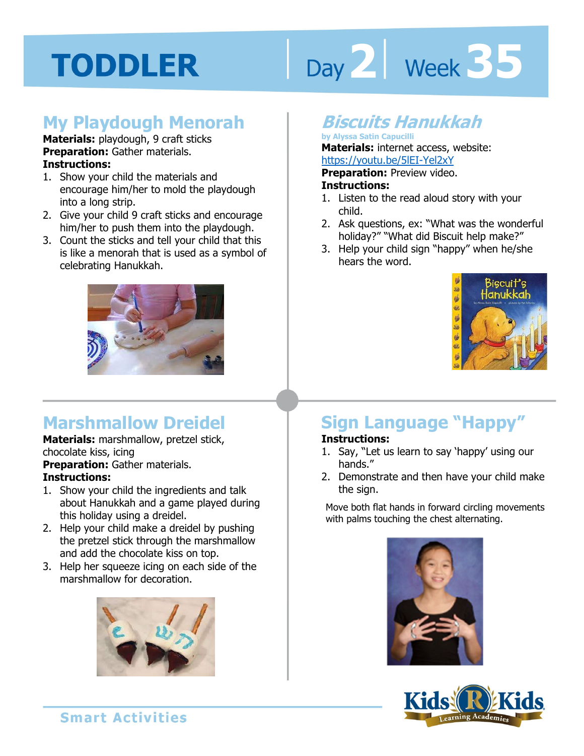# TODDLER Day 2 | Week 35

## My Playdough Menorah

**Materials:** playdough, 9 craft sticks
**Preparation:** Gather materials.
**Instructions:**

1. Show your child the materials and encourage him/her to mold the playdough into a long strip.
2. Give your child 9 craft sticks and encourage him/her to push them into the playdough.
3. Count the sticks and tell your child that this is like a menorah that is used as a symbol of celebrating Hanukkah.

## *Biscuits Hanukkah*

by Alyssa Satin Capucilli

**Materials:** internet access, website: https://youtu.be/5lEI-Yel2xY
**Preparation:** Preview video.
**Instructions:**

1. Listen to the read aloud story with your child.
2. Ask questions, ex: "What was the wonderful holiday?" "What did Biscuit help make?"
3. Help your child sign "happy" when he/she hears the word.

## Marshmallow Dreidel

**Materials:** marshmallow, pretzel stick, chocolate kiss, icing
**Preparation:** Gather materials.
**Instructions:**

1. Show your child the ingredients and talk about Hanukkah and a game played during this holiday using a dreidel.
2. Help your child make a dreidel by pushing the pretzel stick through the marshmallow and add the chocolate kiss on top.
3. Help her squeeze icing on each side of the marshmallow for decoration.

## Sign Language "Happy"

**Instructions:**

1. Say, "Let us learn to say 'happy' using our hands."
2. Demonstrate and then have your child make the sign.

Move both flat hands in forward circling movements with palms touching the chest alternating.

Smart Activities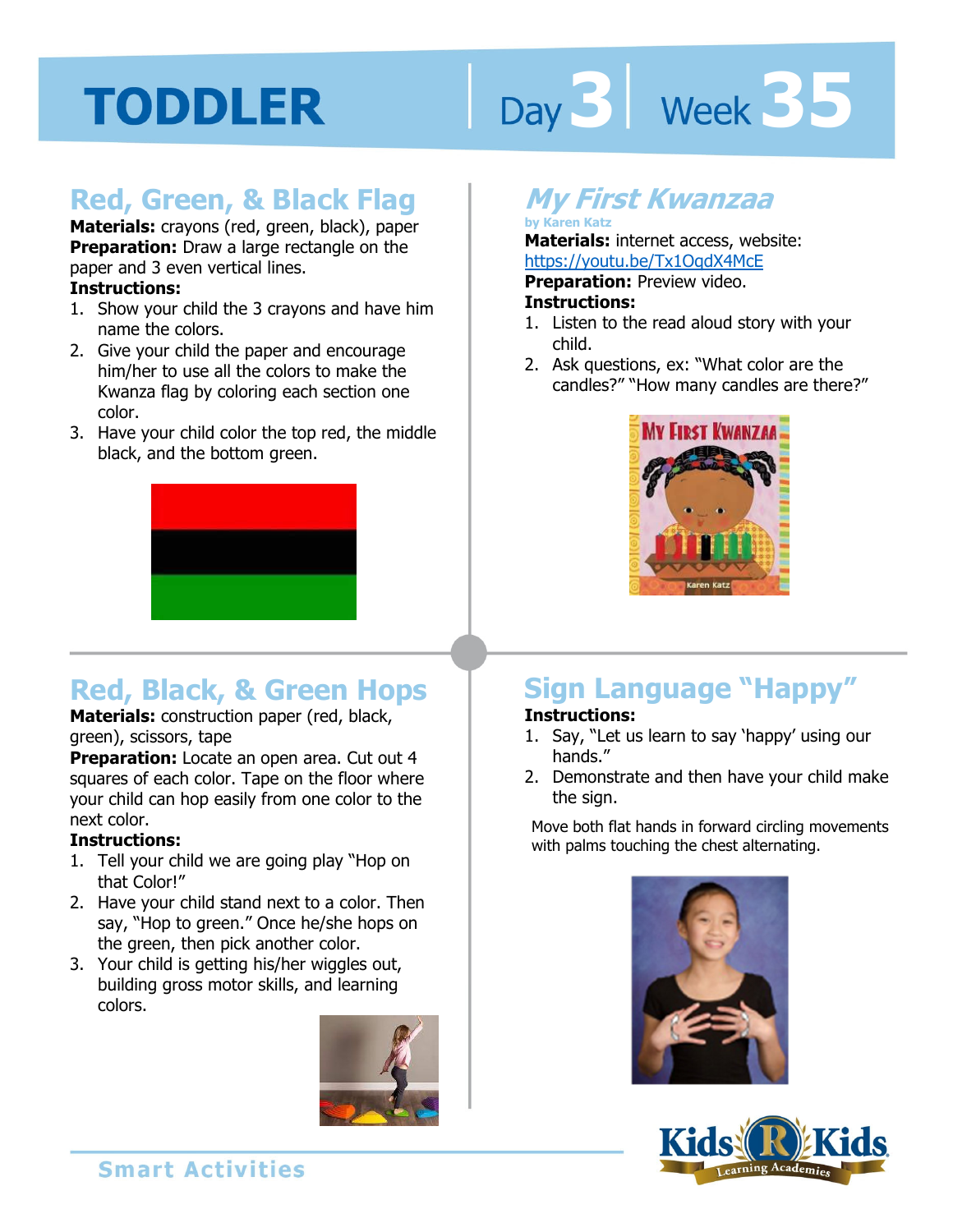# TODDLER

Day 3 | Week 35

## Red, Green, & Black Flag

**Materials:** crayons (red, green, black), paper

**Preparation:** Draw a large rectangle on the paper and 3 even vertical lines.

**Instructions:**

1. Show your child the 3 crayons and have him name the colors.
2. Give your child the paper and encourage him/her to use all the colors to make the Kwanza flag by coloring each section one color.
3. Have your child color the top red, the middle black, and the bottom green.

## *My First Kwanzaa*

by Karen Katz

**Materials:** internet access, website: https://youtu.be/Tx1OqdX4McE

**Preparation:** Preview video.

**Instructions:**

1. Listen to the read aloud story with your child.
2. Ask questions, ex: "What color are the candles?" "How many candles are there?"

## Red, Black, & Green Hops

**Materials:** construction paper (red, black, green), scissors, tape

**Preparation:** Locate an open area. Cut out 4 squares of each color. Tape on the floor where your child can hop easily from one color to the next color.

**Instructions:**

1. Tell your child we are going play "Hop on that Color!"
2. Have your child stand next to a color. Then say, "Hop to green." Once he/she hops on the green, then pick another color.
3. Your child is getting his/her wiggles out, building gross motor skills, and learning colors.

## Sign Language "Happy"

**Instructions:**

1. Say, "Let us learn to say 'happy' using our hands."
2. Demonstrate and then have your child make the sign.

Move both flat hands in forward circling movements with palms touching the chest alternating.

Smart Activities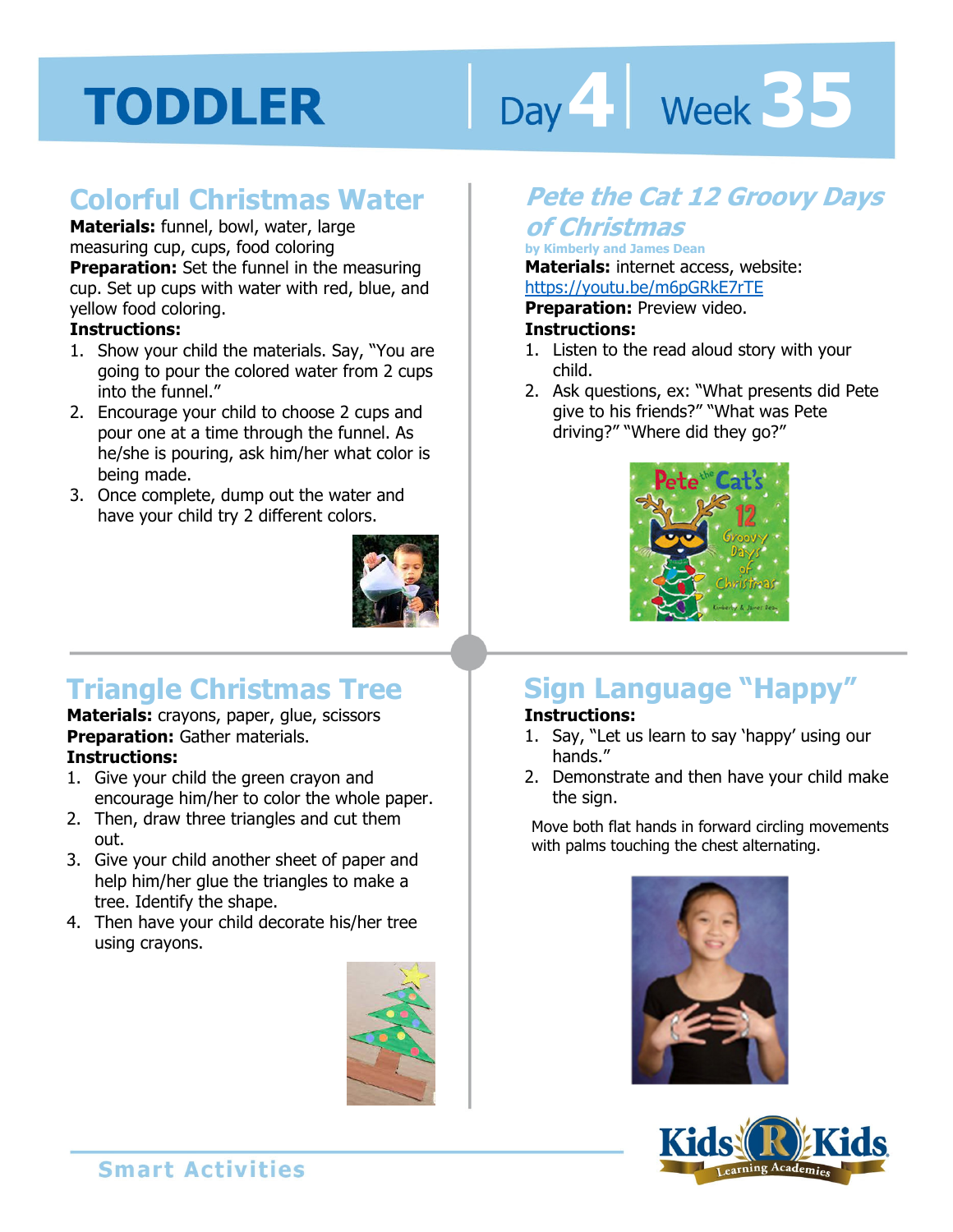# TODDLER

Day 4 | Week 35

## Colorful Christmas Water

**Materials:** funnel, bowl, water, large measuring cup, cups, food coloring

**Preparation:** Set the funnel in the measuring cup. Set up cups with water with red, blue, and yellow food coloring.

**Instructions:**

1. Show your child the materials. Say, "You are going to pour the colored water from 2 cups into the funnel."
2. Encourage your child to choose 2 cups and pour one at a time through the funnel. As he/she is pouring, ask him/her what color is being made.
3. Once complete, dump out the water and have your child try 2 different colors.

## *Pete the Cat 12 Groovy Days of Christmas*

by Kimberly and James Dean

**Materials:** internet access, website: https://youtu.be/m6pGRkE7rTE

**Preparation:** Preview video.

**Instructions:**

1. Listen to the read aloud story with your child.
2. Ask questions, ex: "What presents did Pete give to his friends?" "What was Pete driving?" "Where did they go?"

## Triangle Christmas Tree

**Materials:** crayons, paper, glue, scissors

**Preparation:** Gather materials.

**Instructions:**

1. Give your child the green crayon and encourage him/her to color the whole paper.
2. Then, draw three triangles and cut them out.
3. Give your child another sheet of paper and help him/her glue the triangles to make a tree. Identify the shape.
4. Then have your child decorate his/her tree using crayons.

## Sign Language "Happy"

**Instructions:**

1. Say, "Let us learn to say 'happy' using our hands."
2. Demonstrate and then have your child make the sign.

Move both flat hands in forward circling movements with palms touching the chest alternating.

Smart Activities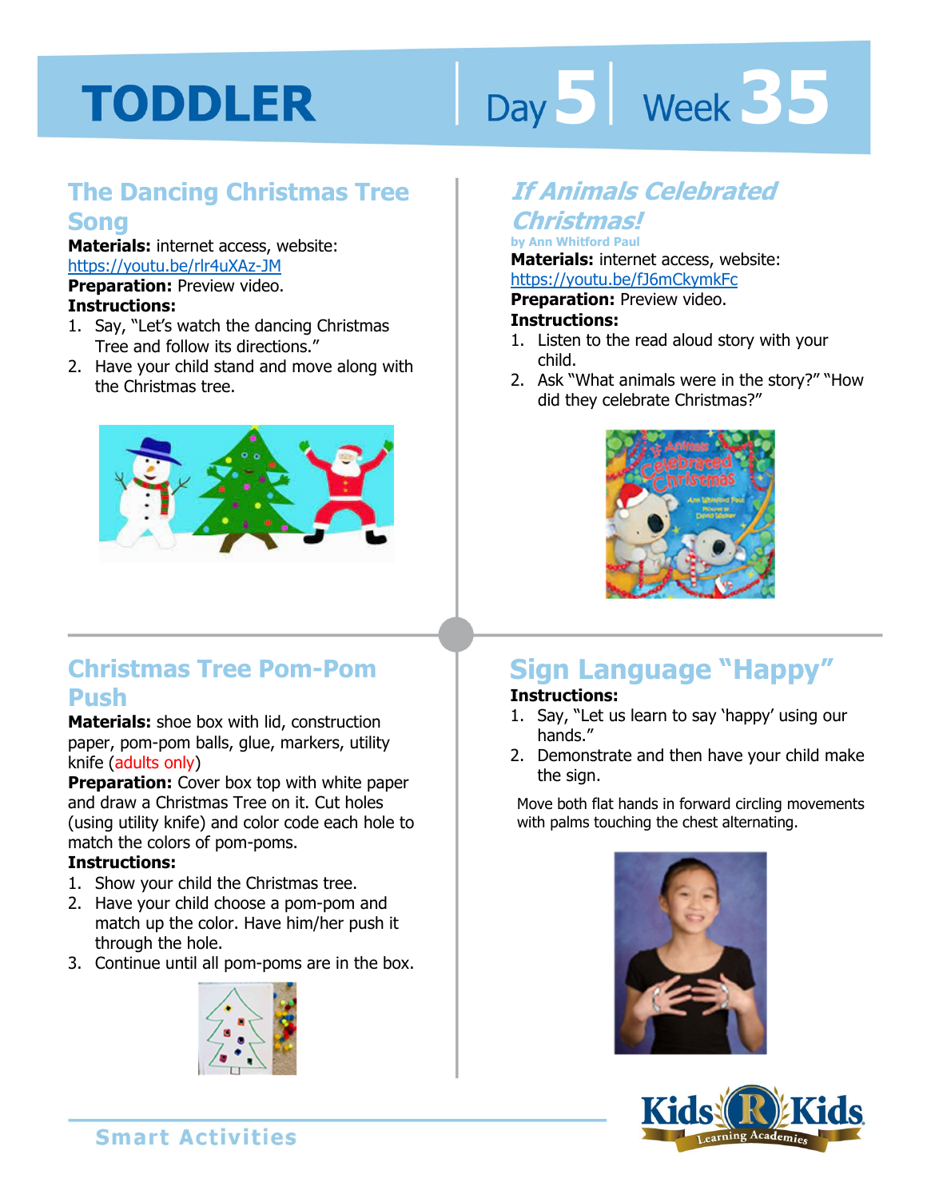# TODDLER

Day 5 | Week 35

## The Dancing Christmas Tree Song

**Materials:** internet access, website: https://youtu.be/rlr4uXAz-JM

**Preparation:** Preview video.

**Instructions:**

1. Say, "Let's watch the dancing Christmas Tree and follow its directions."
2. Have your child stand and move along with the Christmas tree.

## *If Animals Celebrated Christmas!*

by Ann Whitford Paul

**Materials:** internet access, website: https://youtu.be/fJ6mCkymkFc

**Preparation:** Preview video.

**Instructions:**

1. Listen to the read aloud story with your child.
2. Ask "What animals were in the story?" "How did they celebrate Christmas?"

## Christmas Tree Pom-Pom Push

**Materials:** shoe box with lid, construction paper, pom-pom balls, glue, markers, utility knife (adults only)

**Preparation:** Cover box top with white paper and draw a Christmas Tree on it. Cut holes (using utility knife) and color code each hole to match the colors of pom-poms.

**Instructions:**

1. Show your child the Christmas tree.
2. Have your child choose a pom-pom and match up the color. Have him/her push it through the hole.
3. Continue until all pom-poms are in the box.

## Sign Language "Happy"

**Instructions:**

1. Say, "Let us learn to say 'happy' using our hands."
2. Demonstrate and then have your child make the sign.

Move both flat hands in forward circling movements with palms touching the chest alternating.

Smart Activities